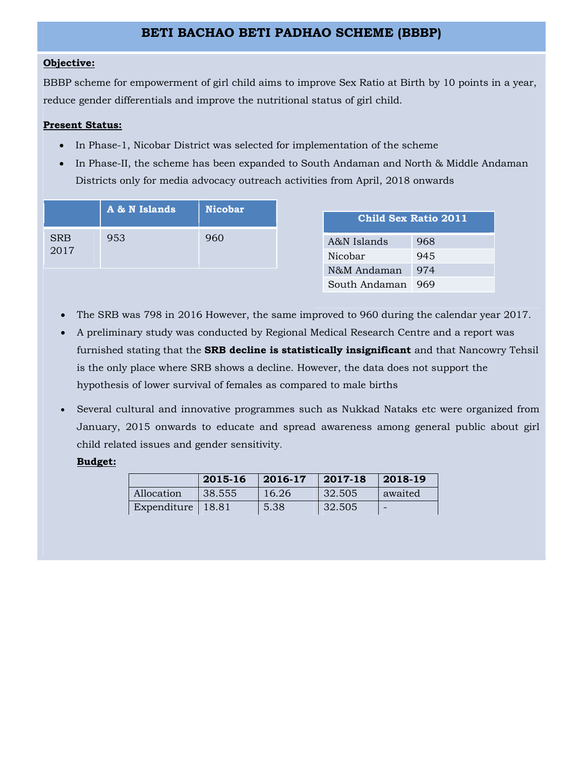# BETI BACHAO BETI PADHAO SCHEME (BBBP)

**Objective:**

BBBP scheme for empowerment of girl child aims to improve Sex Ratio at Birth by 10 points in a year, reduce gender differentials and improve the nutritional status of girl child.

**Present Status:**

- In Phase-1, Nicobar District was selected for implementation of the scheme
- In Phase-II, the scheme has been expanded to South Andaman and North & Middle Andaman Districts only for media advocacy outreach activities from April, 2018 onwards

| | A & N Islands | Nicobar |
|---|---|---|
| SRB 2017 | 953 | 960 |

| Child Sex Ratio 2011 | |
|---|---|
| A&N Islands | 968 |
| Nicobar | 945 |
| N&M Andaman | 974 |
| South Andaman | 969 |

- The SRB was 798 in 2016 However, the same improved to 960 during the calendar year 2017.
- A preliminary study was conducted by Regional Medical Research Centre and a report was furnished stating that the **SRB decline is statistically insignificant** and that Nancowry Tehsil is the only place where SRB shows a decline. However, the data does not support the hypothesis of lower survival of females as compared to male births
- Several cultural and innovative programmes such as Nukkad Nataks etc were organized from January, 2015 onwards to educate and spread awareness among general public about girl child related issues and gender sensitivity.

**Budget:**

| | 2015-16 | 2016-17 | 2017-18 | 2018-19 |
|---|---|---|---|---|
| Allocation | 38.555 | 16.26 | 32.505 | awaited |
| Expenditure | 18.81 | 5.38 | 32.505 | - |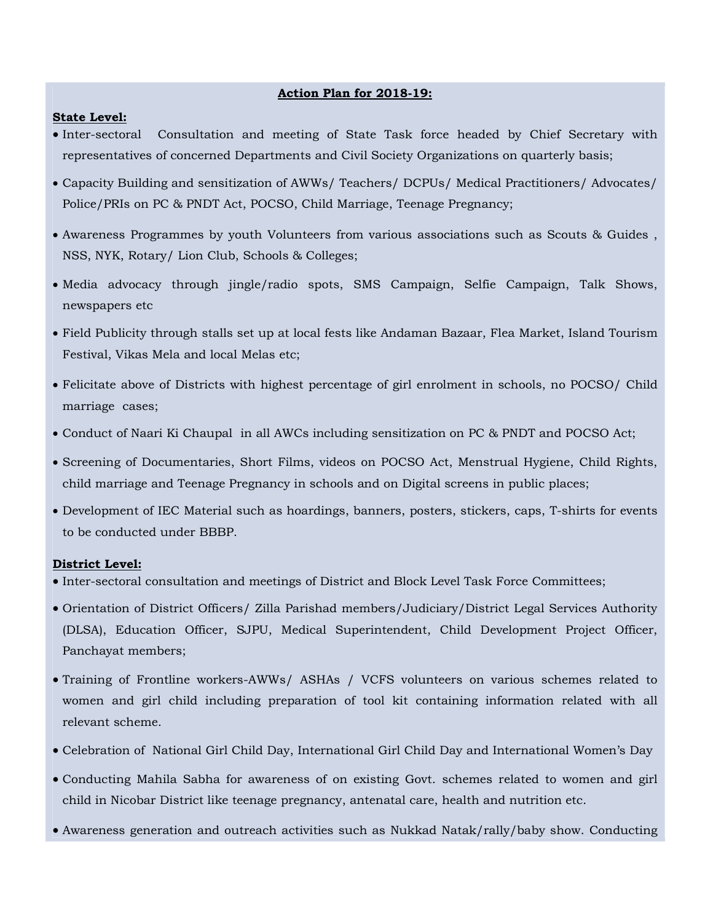**Action Plan for 2018-19:**

**State Level:**

- Inter-sectoral Consultation and meeting of State Task force headed by Chief Secretary with representatives of concerned Departments and Civil Society Organizations on quarterly basis;
- Capacity Building and sensitization of AWWs/ Teachers/ DCPUs/ Medical Practitioners/ Advocates/ Police/PRIs on PC & PNDT Act, POCSO, Child Marriage, Teenage Pregnancy;
- Awareness Programmes by youth Volunteers from various associations such as Scouts & Guides , NSS, NYK, Rotary/ Lion Club, Schools & Colleges;
- Media advocacy through jingle/radio spots, SMS Campaign, Selfie Campaign, Talk Shows, newspapers etc
- Field Publicity through stalls set up at local fests like Andaman Bazaar, Flea Market, Island Tourism Festival, Vikas Mela and local Melas etc;
- Felicitate above of Districts with highest percentage of girl enrolment in schools, no POCSO/ Child marriage cases;
- Conduct of Naari Ki Chaupal in all AWCs including sensitization on PC & PNDT and POCSO Act;
- Screening of Documentaries, Short Films, videos on POCSO Act, Menstrual Hygiene, Child Rights, child marriage and Teenage Pregnancy in schools and on Digital screens in public places;
- Development of IEC Material such as hoardings, banners, posters, stickers, caps, T-shirts for events to be conducted under BBBP.

**District Level:**

- Inter-sectoral consultation and meetings of District and Block Level Task Force Committees;
- Orientation of District Officers/ Zilla Parishad members/Judiciary/District Legal Services Authority (DLSA), Education Officer, SJPU, Medical Superintendent, Child Development Project Officer, Panchayat members;
- Training of Frontline workers-AWWs/ ASHAs / VCFS volunteers on various schemes related to women and girl child including preparation of tool kit containing information related with all relevant scheme.
- Celebration of National Girl Child Day, International Girl Child Day and International Women's Day
- Conducting Mahila Sabha for awareness of on existing Govt. schemes related to women and girl child in Nicobar District like teenage pregnancy, antenatal care, health and nutrition etc.
- Awareness generation and outreach activities such as Nukkad Natak/rally/baby show. Conducting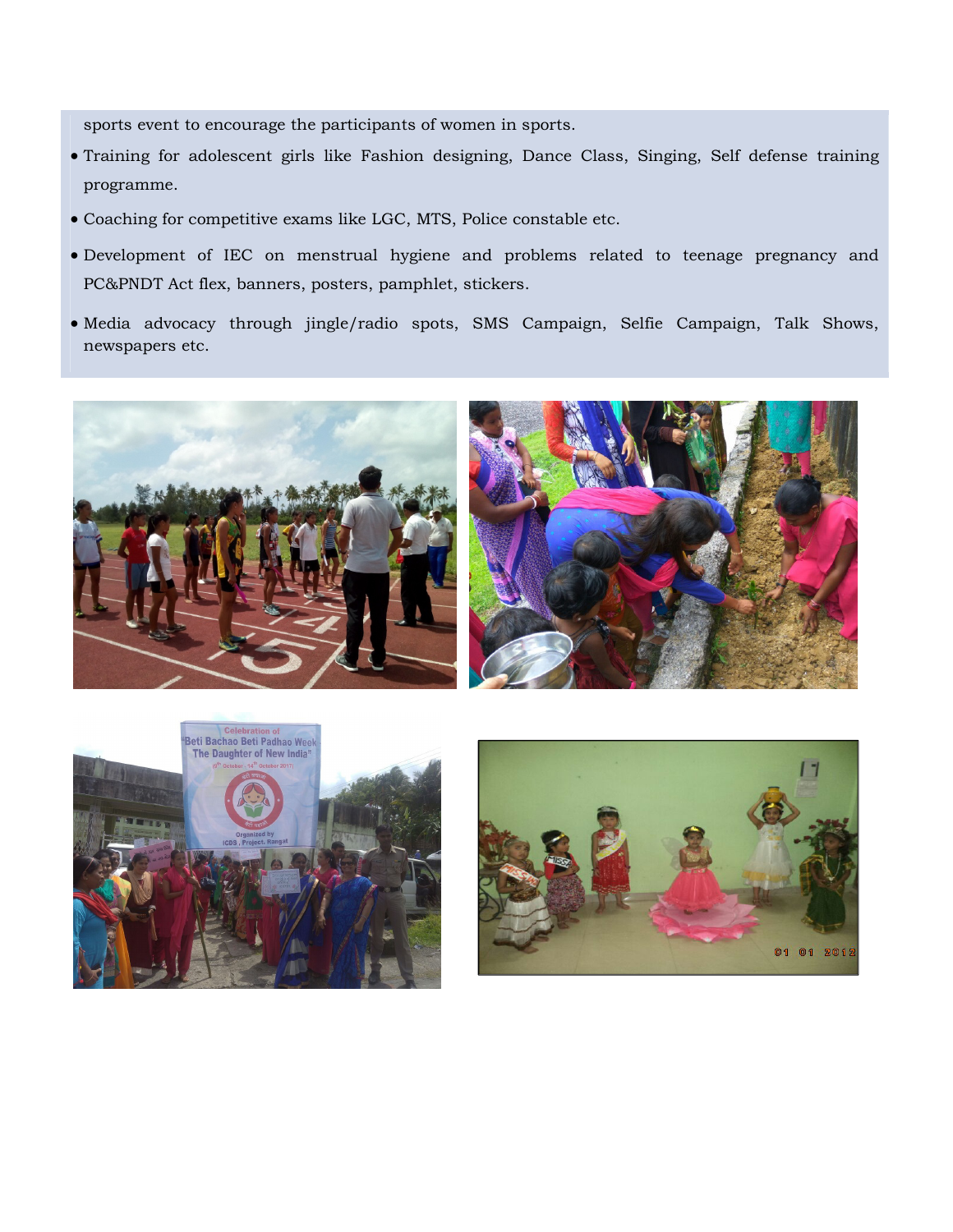sports event to encourage the participants of women in sports.

- Training for adolescent girls like Fashion designing, Dance Class, Singing, Self defense training programme.
- Coaching for competitive exams like LGC, MTS, Police constable etc.
- Development of IEC on menstrual hygiene and problems related to teenage pregnancy and PC&PNDT Act flex, banners, posters, pamphlet, stickers.
- Media advocacy through jingle/radio spots, SMS Campaign, Selfie Campaign, Talk Shows, newspapers etc.